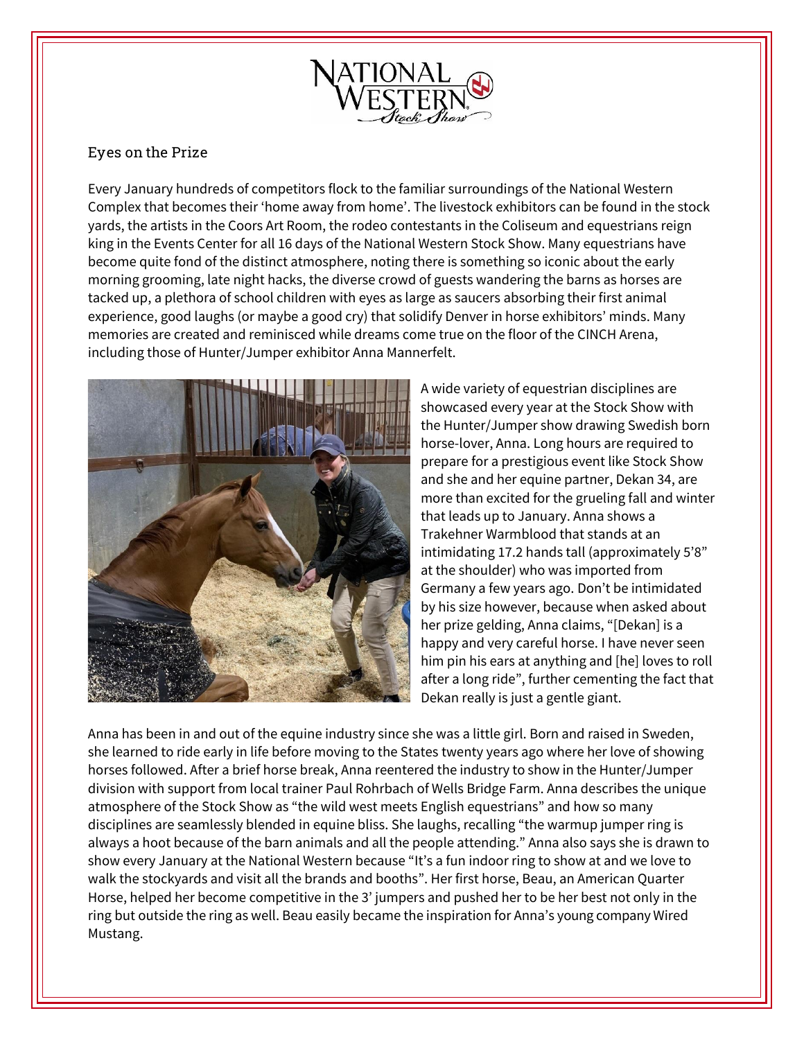# Eyes on the Prize

Every January hundreds of competitors flock to the familiar surroundings of the National Western Complex that becomes their 'home away from home'. The livestock exhibitors can be found in the stock yards, the artists in the Coors Art Room, the rodeo contestants in the Coliseum and equestrians reign king in the Events Center for all 16 days of the National Western Stock Show. Many equestrians have become quite fond of the distinct atmosphere, noting there is something so iconic about the early morning grooming, late night hacks, the diverse crowd of guests wandering the barns as horses are tacked up, a plethora of school children with eyes as large as saucers absorbing their first animal experience, good laughs (or maybe a good cry) that solidify Denver in horse exhibitors' minds. Many memories are created and reminisced while dreams come true on the floor of the CINCH Arena, including those of Hunter/Jumper exhibitor Anna Mannerfelt.

A wide variety of equestrian disciplines are showcased every year at the Stock Show with the Hunter/Jumper show drawing Swedish born horse-lover, Anna. Long hours are required to prepare for a prestigious event like Stock Show and she and her equine partner, Dekan 34, are more than excited for the grueling fall and winter that leads up to January. Anna shows a Trakehner Warmblood that stands at an intimidating 17.2 hands tall (approximately 5'8" at the shoulder) who was imported from Germany a few years ago. Don't be intimidated by his size however, because when asked about her prize gelding, Anna claims, "[Dekan] is a happy and very careful horse. I have never seen him pin his ears at anything and [he] loves to roll after a long ride", further cementing the fact that Dekan really is just a gentle giant.

Anna has been in and out of the equine industry since she was a little girl. Born and raised in Sweden, she learned to ride early in life before moving to the States twenty years ago where her love of showing horses followed. After a brief horse break, Anna reentered the industry to show in the Hunter/Jumper division with support from local trainer Paul Rohrbach of Wells Bridge Farm. Anna describes the unique atmosphere of the Stock Show as "the wild west meets English equestrians" and how so many disciplines are seamlessly blended in equine bliss. She laughs, recalling "the warmup jumper ring is always a hoot because of the barn animals and all the people attending." Anna also says she is drawn to show every January at the National Western because "It's a fun indoor ring to show at and we love to walk the stockyards and visit all the brands and booths". Her first horse, Beau, an American Quarter Horse, helped her become competitive in the 3' jumpers and pushed her to be her best not only in the ring but outside the ring as well. Beau easily became the inspiration for Anna's young company Wired Mustang.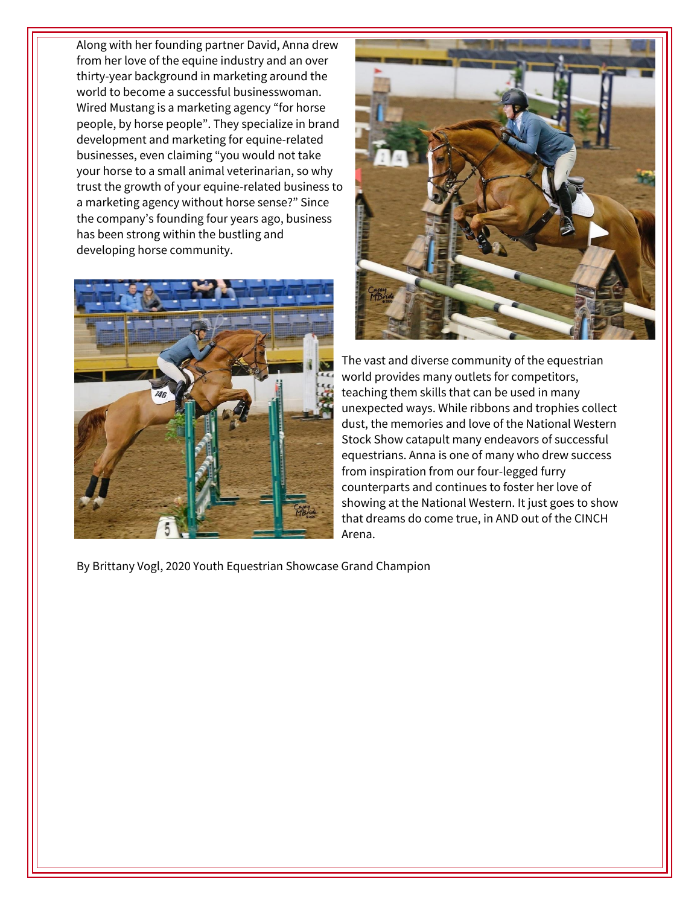Along with her founding partner David, Anna drew from her love of the equine industry and an over thirty-year background in marketing around the world to become a successful businesswoman. Wired Mustang is a marketing agency "for horse people, by horse people". They specialize in brand development and marketing for equine-related businesses, even claiming "you would not take your horse to a small animal veterinarian, so why trust the growth of your equine-related business to a marketing agency without horse sense?" Since the company's founding four years ago, business has been strong within the bustling and developing horse community.

The vast and diverse community of the equestrian world provides many outlets for competitors, teaching them skills that can be used in many unexpected ways. While ribbons and trophies collect dust, the memories and love of the National Western Stock Show catapult many endeavors of successful equestrians. Anna is one of many who drew success from inspiration from our four-legged furry counterparts and continues to foster her love of showing at the National Western. It just goes to show that dreams do come true, in AND out of the CINCH Arena.

By Brittany Vogl, 2020 Youth Equestrian Showcase Grand Champion